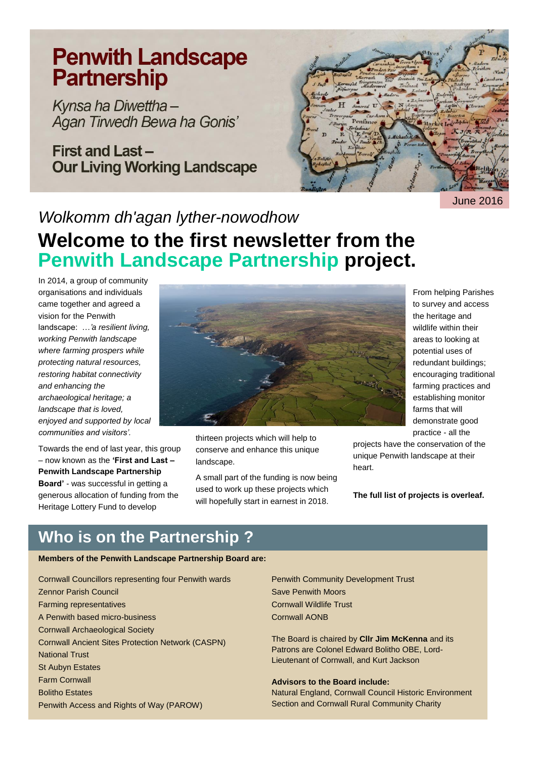# Penwith Landscape Partnership

*Kynsa ha Diwettha – Agan Tirwedh Bewa ha Gonis'*

**First and Last – Our Living Working Landscape**

June 2016

*Wolkomm dh'agan lyther-nowodhow*

## Welcome to the first newsletter from the Penwith Landscape Partnership project.

In 2014, a group of community organisations and individuals came together and agreed a vision for the Penwith landscape: …*'a resilient living, working Penwith landscape where farming prospers while protecting natural resources, restoring habitat connectivity and enhancing the archaeological heritage; a landscape that is loved, enjoyed and supported by local communities and visitors'.*

Towards the end of last year, this group – now known as the **'First and Last – Penwith Landscape Partnership Board'** - was successful in getting a generous allocation of funding from the Heritage Lottery Fund to develop thirteen projects which will help to conserve and enhance this unique landscape.

A small part of the funding is now being used to work up these projects which will hopefully start in earnest in 2018.

From helping Parishes to survey and access the heritage and wildlife within their areas to looking at potential uses of redundant buildings; encouraging traditional farming practices and establishing monitor farms that will demonstrate good practice - all the projects have the conservation of the unique Penwith landscape at their heart.

**The full list of projects is overleaf.**

## Who is on the Partnership ?

**Members of the Penwith Landscape Partnership Board are:**

Cornwall Councillors representing four Penwith wards
Zennor Parish Council
Farming representatives
A Penwith based micro-business
Cornwall Archaeological Society
Cornwall Ancient Sites Protection Network (CASPN)
National Trust
St Aubyn Estates
Farm Cornwall
Bolitho Estates
Penwith Access and Rights of Way (PAROW)
Penwith Community Development Trust
Save Penwith Moors
Cornwall Wildlife Trust
Cornwall AONB

The Board is chaired by **Cllr Jim McKenna** and its Patrons are Colonel Edward Bolitho OBE, Lord-Lieutenant of Cornwall, and Kurt Jackson

**Advisors to the Board include:**
Natural England, Cornwall Council Historic Environment Section and Cornwall Rural Community Charity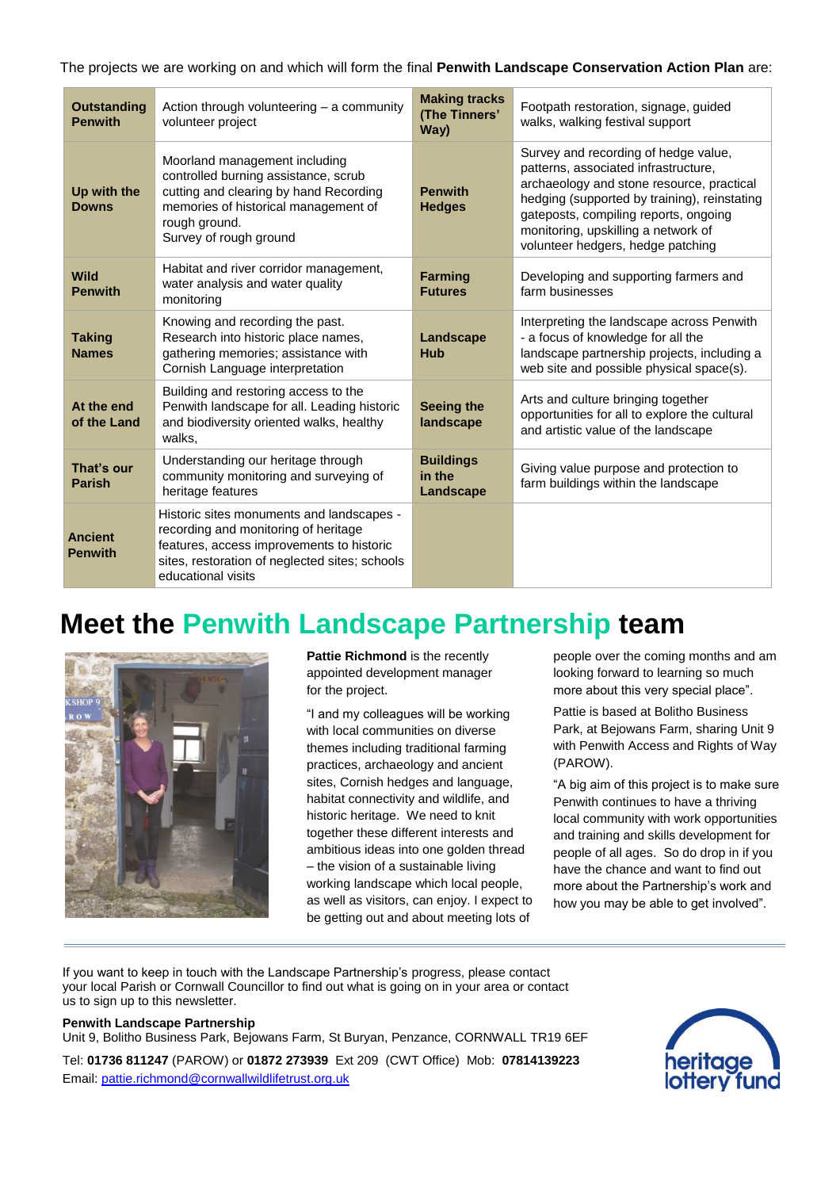The projects we are working on and which will form the final **Penwith Landscape Conservation Action Plan** are:

| | | | |
|---|---|---|---|
| **Outstanding Penwith** | Action through volunteering – a community volunteer project | **Making tracks (The Tinners' Way)** | Footpath restoration, signage, guided walks, walking festival support |
| **Up with the Downs** | Moorland management including controlled burning assistance, scrub cutting and clearing by hand Recording memories of historical management of rough ground. Survey of rough ground | **Penwith Hedges** | Survey and recording of hedge value, patterns, associated infrastructure, archaeology and stone resource, practical hedging (supported by training), reinstating gateposts, compiling reports, ongoing monitoring, upskilling a network of volunteer hedgers, hedge patching |
| **Wild Penwith** | Habitat and river corridor management, water analysis and water quality monitoring | **Farming Futures** | Developing and supporting farmers and farm businesses |
| **Taking Names** | Knowing and recording the past. Research into historic place names, gathering memories; assistance with Cornish Language interpretation | **Landscape Hub** | Interpreting the landscape across Penwith - a focus of knowledge for all the landscape partnership projects, including a web site and possible physical space(s). |
| **At the end of the Land** | Building and restoring access to the Penwith landscape for all. Leading historic and biodiversity oriented walks, healthy walks, | **Seeing the landscape** | Arts and culture bringing together opportunities for all to explore the cultural and artistic value of the landscape |
| **That's our Parish** | Understanding our heritage through community monitoring and surveying of heritage features | **Buildings in the Landscape** | Giving value purpose and protection to farm buildings within the landscape |
| **Ancient Penwith** | Historic sites monuments and landscapes - recording and monitoring of heritage features, access improvements to historic sites, restoration of neglected sites; schools educational visits | | |

# Meet the Penwith Landscape Partnership team

**Pattie Richmond** is the recently appointed development manager for the project.

"I and my colleagues will be working with local communities on diverse themes including traditional farming practices, archaeology and ancient sites, Cornish hedges and language, habitat connectivity and wildlife, and historic heritage. We need to knit together these different interests and ambitious ideas into one golden thread – the vision of a sustainable living working landscape which local people, as well as visitors, can enjoy. I expect to be getting out and about meeting lots of people over the coming months and am looking forward to learning so much more about this very special place".

Pattie is based at Bolitho Business Park, at Bejowans Farm, sharing Unit 9 with Penwith Access and Rights of Way (PAROW).

"A big aim of this project is to make sure Penwith continues to have a thriving local community with work opportunities and training and skills development for people of all ages. So do drop in if you have the chance and want to find out more about the Partnership's work and how you may be able to get involved".

---

If you want to keep in touch with the Landscape Partnership's progress, please contact your local Parish or Cornwall Councillor to find out what is going on in your area or contact us to sign up to this newsletter.

**Penwith Landscape Partnership**
Unit 9, Bolitho Business Park, Bejowans Farm, St Buryan, Penzance, CORNWALL TR19 6EF

Tel: **01736 811247** (PAROW) or **01872 273939** Ext 209 (CWT Office) Mob: **07814139223**
Email: pattie.richmond@cornwallwildlifetrust.org.uk

heritage lottery fund